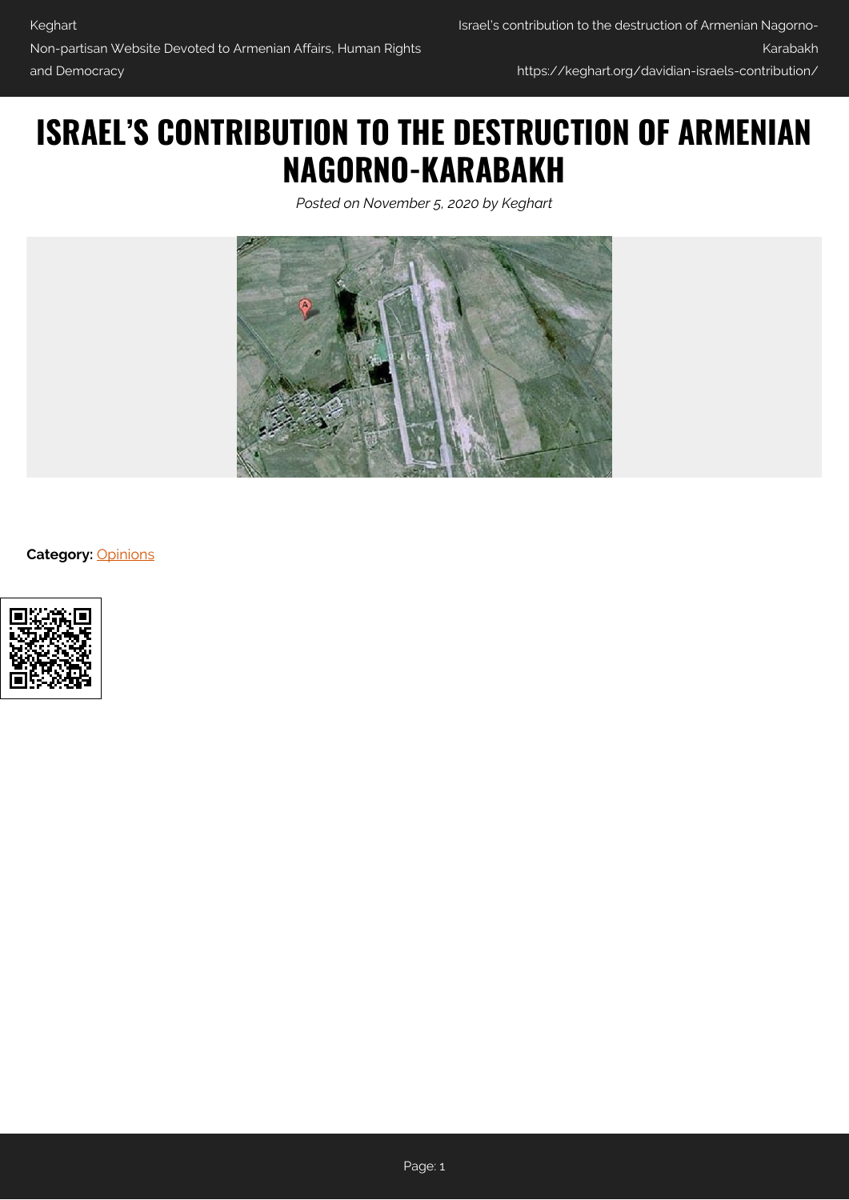# ISRAEL'S CONTRIBUTION TO THE DESTRUCTION OF ARMENIAN NAGORNO-KARABAKH

*Posted on November 5, 2020 by Keghart*

**Category:** Opinions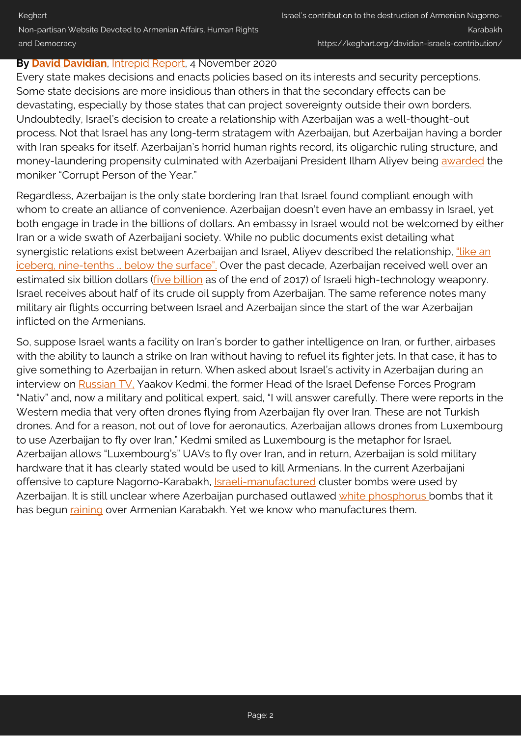**By David Davidian**, Intrepid Report, 4 November 2020

Every state makes decisions and enacts policies based on its interests and security perceptions. Some state decisions are more insidious than others in that the secondary effects can be devastating, especially by those states that can project sovereignty outside their own borders. Undoubtedly, Israel's decision to create a relationship with Azerbaijan was a well-thought-out process. Not that Israel has any long-term stratagem with Azerbaijan, but Azerbaijan having a border with Iran speaks for itself. Azerbaijan's horrid human rights record, its oligarchic ruling structure, and money-laundering propensity culminated with Azerbaijani President Ilham Aliyev being awarded the moniker "Corrupt Person of the Year."

Regardless, Azerbaijan is the only state bordering Iran that Israel found compliant enough with whom to create an alliance of convenience. Azerbaijan doesn't even have an embassy in Israel, yet both engage in trade in the billions of dollars. An embassy in Israel would not be welcomed by either Iran or a wide swath of Azerbaijani society. While no public documents exist detailing what synergistic relations exist between Azerbaijan and Israel, Aliyev described the relationship, "like an iceberg, nine-tenths … below the surface". Over the past decade, Azerbaijan received well over an estimated six billion dollars (five billion as of the end of 2017) of Israeli high-technology weaponry. Israel receives about half of its crude oil supply from Azerbaijan. The same reference notes many military air flights occurring between Israel and Azerbaijan since the start of the war Azerbaijan inflicted on the Armenians.

So, suppose Israel wants a facility on Iran's border to gather intelligence on Iran, or further, airbases with the ability to launch a strike on Iran without having to refuel its fighter jets. In that case, it has to give something to Azerbaijan in return. When asked about Israel's activity in Azerbaijan during an interview on Russian TV, Yaakov Kedmi, the former Head of the Israel Defense Forces Program "Nativ" and, now a military and political expert, said, "I will answer carefully. There were reports in the Western media that very often drones flying from Azerbaijan fly over Iran. These are not Turkish drones. And for a reason, not out of love for aeronautics, Azerbaijan allows drones from Luxembourg to use Azerbaijan to fly over Iran," Kedmi smiled as Luxembourg is the metaphor for Israel. Azerbaijan allows "Luxembourg's" UAVs to fly over Iran, and in return, Azerbaijan is sold military hardware that it has clearly stated would be used to kill Armenians. In the current Azerbaijani offensive to capture Nagorno-Karabakh, Israeli-manufactured cluster bombs were used by Azerbaijan. It is still unclear where Azerbaijan purchased outlawed white phosphorus bombs that it has begun raining over Armenian Karabakh. Yet we know who manufactures them.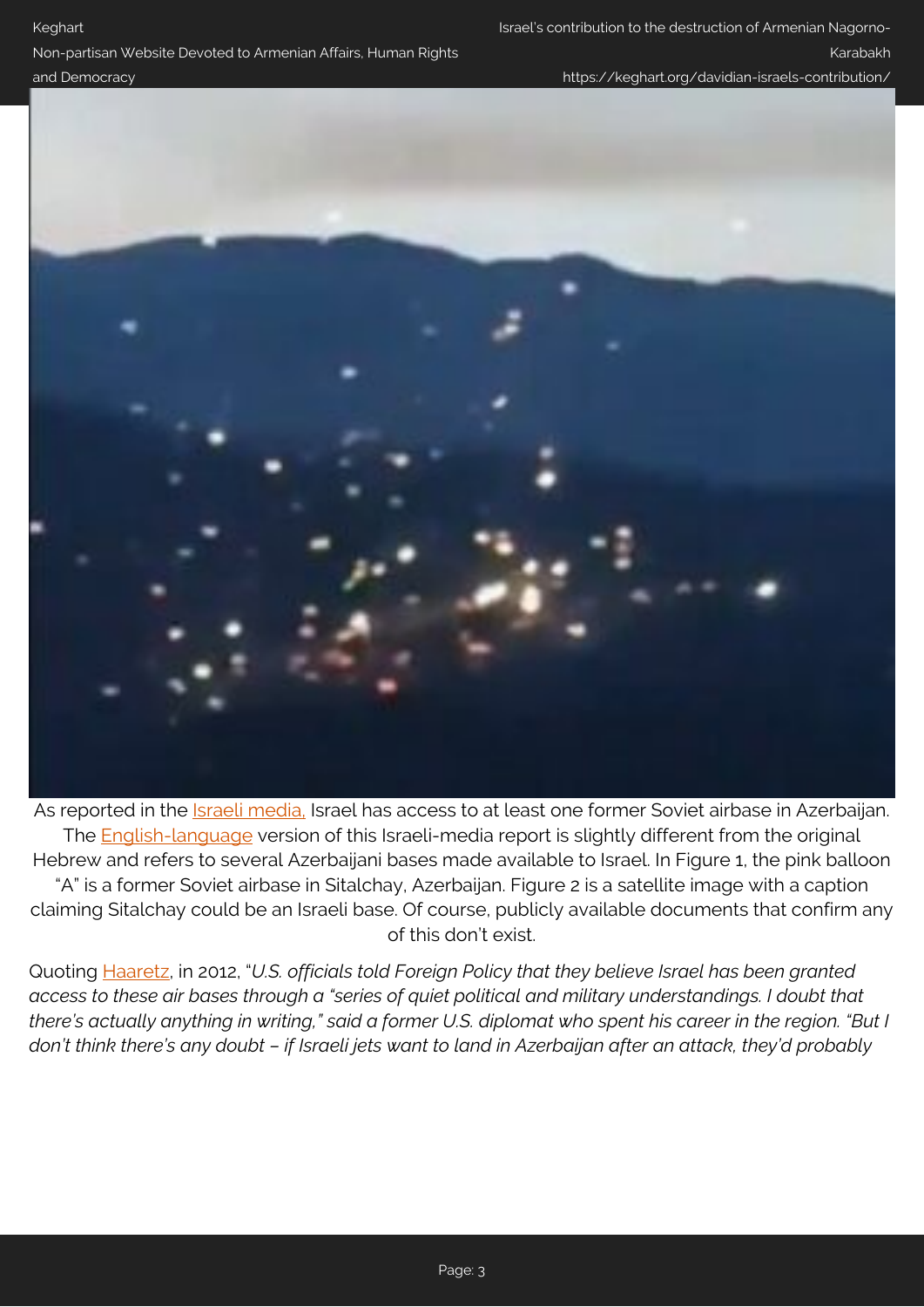As reported in the Israeli media, Israel has access to at least one former Soviet airbase in Azerbaijan. The English-language version of this Israeli-media report is slightly different from the original Hebrew and refers to several Azerbaijani bases made available to Israel. In Figure 1, the pink balloon "A" is a former Soviet airbase in Sitalchay, Azerbaijan. Figure 2 is a satellite image with a caption claiming Sitalchay could be an Israeli base. Of course, publicly available documents that confirm any of this don't exist.

Quoting Haaretz, in 2012, "*U.S. officials told Foreign Policy that they believe Israel has been granted access to these air bases through a "series of quiet political and military understandings. I doubt that there's actually anything in writing," said a former U.S. diplomat who spent his career in the region. "But I don't think there's any doubt – if Israeli jets want to land in Azerbaijan after an attack, they'd probably*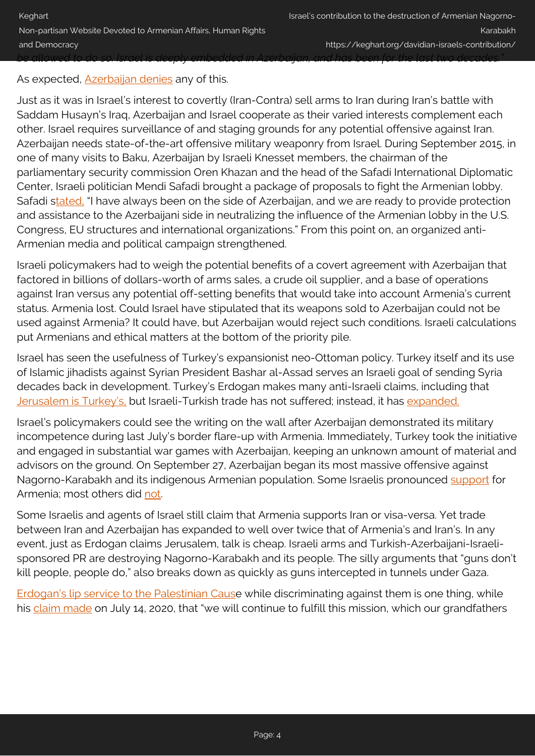*be allowed to do so. Israel is deeply embedded in Azerbaijan, and has been for the last two decades."*

As expected, Azerbaijan denies any of this.

Just as it was in Israel's interest to covertly (Iran-Contra) sell arms to Iran during Iran's battle with Saddam Husayn's Iraq, Azerbaijan and Israel cooperate as their varied interests complement each other. Israel requires surveillance of and staging grounds for any potential offensive against Iran. Azerbaijan needs state-of-the-art offensive military weaponry from Israel. During September 2015, in one of many visits to Baku, Azerbaijan by Israeli Knesset members, the chairman of the parliamentary security commission Oren Khazan and the head of the Safadi International Diplomatic Center, Israeli politician Mendi Safadi brought a package of proposals to fight the Armenian lobby. Safadi stated, "I have always been on the side of Azerbaijan, and we are ready to provide protection and assistance to the Azerbaijani side in neutralizing the influence of the Armenian lobby in the U.S. Congress, EU structures and international organizations." From this point on, an organized anti-Armenian media and political campaign strengthened.

Israeli policymakers had to weigh the potential benefits of a covert agreement with Azerbaijan that factored in billions of dollars-worth of arms sales, a crude oil supplier, and a base of operations against Iran versus any potential off-setting benefits that would take into account Armenia's current status. Armenia lost. Could Israel have stipulated that its weapons sold to Azerbaijan could not be used against Armenia? It could have, but Azerbaijan would reject such conditions. Israeli calculations put Armenians and ethical matters at the bottom of the priority pile.

Israel has seen the usefulness of Turkey's expansionist neo-Ottoman policy. Turkey itself and its use of Islamic jihadists against Syrian President Bashar al-Assad serves an Israeli goal of sending Syria decades back in development. Turkey's Erdogan makes many anti-Israeli claims, including that Jerusalem is Turkey's, but Israeli-Turkish trade has not suffered; instead, it has expanded.

Israel's policymakers could see the writing on the wall after Azerbaijan demonstrated its military incompetence during last July's border flare-up with Armenia. Immediately, Turkey took the initiative and engaged in substantial war games with Azerbaijan, keeping an unknown amount of material and advisors on the ground. On September 27, Azerbaijan began its most massive offensive against Nagorno-Karabakh and its indigenous Armenian population. Some Israelis pronounced support for Armenia; most others did not.

Some Israelis and agents of Israel still claim that Armenia supports Iran or visa-versa. Yet trade between Iran and Azerbaijan has expanded to well over twice that of Armenia's and Iran's. In any event, just as Erdogan claims Jerusalem, talk is cheap. Israeli arms and Turkish-Azerbaijani-Israeli-sponsored PR are destroying Nagorno-Karabakh and its people. The silly arguments that "guns don't kill people, people do," also breaks down as quickly as guns intercepted in tunnels under Gaza.

Erdogan's lip service to the Palestinian Cause while discriminating against them is one thing, while his claim made on July 14, 2020, that "we will continue to fulfill this mission, which our grandfathers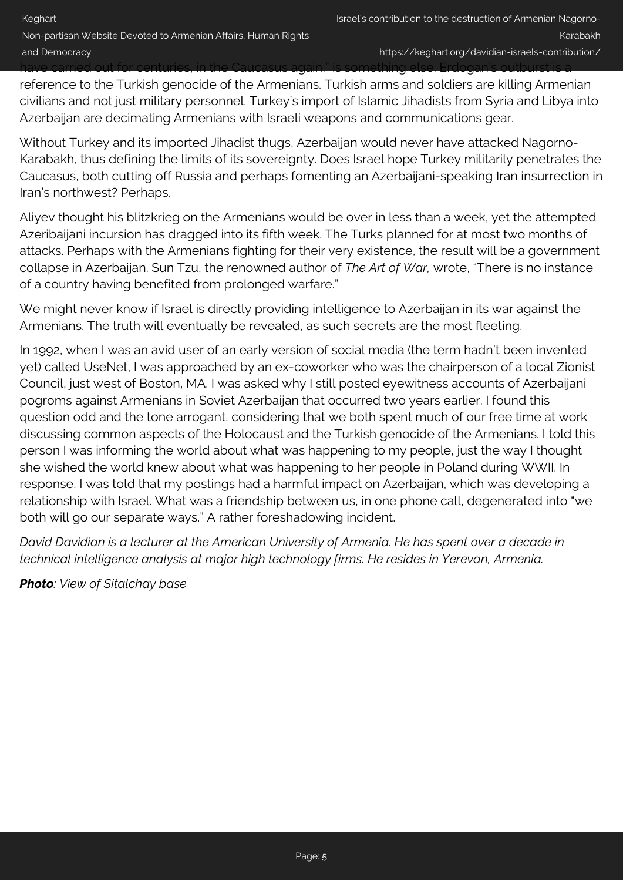have carried out for centuries, in the Caucasus again," is something else. Erdogan's outburst is a reference to the Turkish genocide of the Armenians. Turkish arms and soldiers are killing Armenian civilians and not just military personnel. Turkey's import of Islamic Jihadists from Syria and Libya into Azerbaijan are decimating Armenians with Israeli weapons and communications gear.

Without Turkey and its imported Jihadist thugs, Azerbaijan would never have attacked Nagorno-Karabakh, thus defining the limits of its sovereignty. Does Israel hope Turkey militarily penetrates the Caucasus, both cutting off Russia and perhaps fomenting an Azerbaijani-speaking Iran insurrection in Iran's northwest? Perhaps.

Aliyev thought his blitzkrieg on the Armenians would be over in less than a week, yet the attempted Azeribaijani incursion has dragged into its fifth week. The Turks planned for at most two months of attacks. Perhaps with the Armenians fighting for their very existence, the result will be a government collapse in Azerbaijan. Sun Tzu, the renowned author of *The Art of War,* wrote, "There is no instance of a country having benefited from prolonged warfare."

We might never know if Israel is directly providing intelligence to Azerbaijan in its war against the Armenians. The truth will eventually be revealed, as such secrets are the most fleeting.

In 1992, when I was an avid user of an early version of social media (the term hadn't been invented yet) called UseNet, I was approached by an ex-coworker who was the chairperson of a local Zionist Council, just west of Boston, MA. I was asked why I still posted eyewitness accounts of Azerbaijani pogroms against Armenians in Soviet Azerbaijan that occurred two years earlier. I found this question odd and the tone arrogant, considering that we both spent much of our free time at work discussing common aspects of the Holocaust and the Turkish genocide of the Armenians. I told this person I was informing the world about what was happening to my people, just the way I thought she wished the world knew about what was happening to her people in Poland during WWII. In response, I was told that my postings had a harmful impact on Azerbaijan, which was developing a relationship with Israel. What was a friendship between us, in one phone call, degenerated into "we both will go our separate ways." A rather foreshadowing incident.

*David Davidian is a lecturer at the American University of Armenia. He has spent over a decade in technical intelligence analysis at major high technology firms. He resides in Yerevan, Armenia.*

***Photo****: View of Sitalchay base*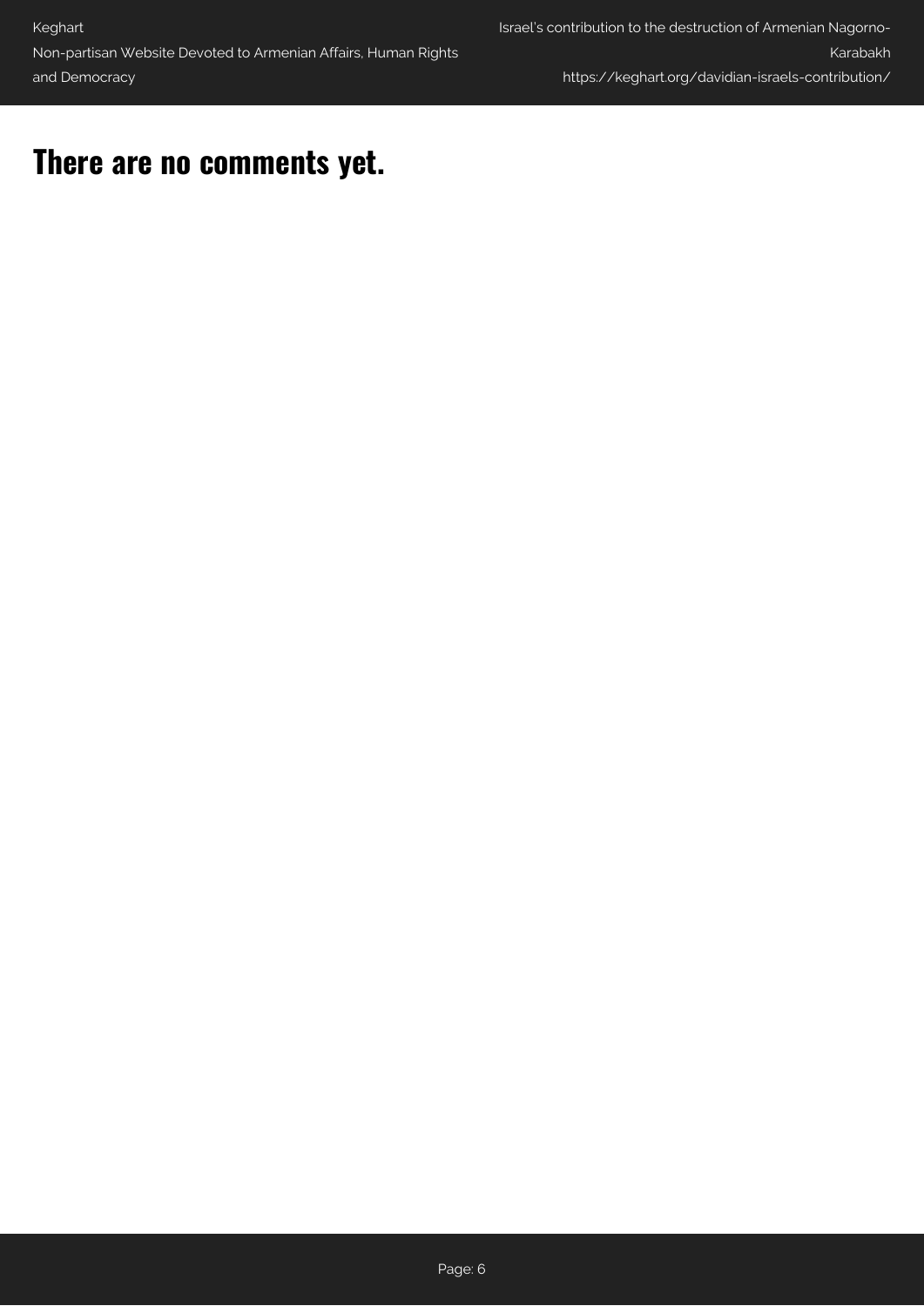## There are no comments yet.